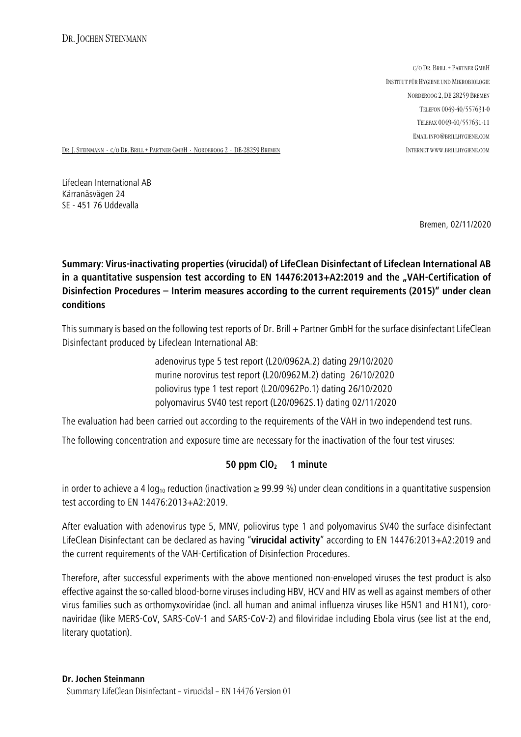DR. JOCHEN STEINMANN

C/O DR. BRILL + PARTNER GMBH
INSTITUT FÜR HYGIENE UND MIKROBIOLOGIE
NORDEROOG 2, DE 28259 BREMEN
TELEFON 0049-40/557631-0
TELEFAX 0049-40/557631-11
EMAIL INFO@BRILLHYGIENE.COM
INTERNET WWW.BRILLHYGIENE.COM

DR. J. STEINMANN · C/O DR. BRILL + PARTNER GMBH · NORDEROOG 2 · DE-28259 BREMEN

Lifeclean International AB
Kärranäsvägen 24
SE - 451 76 Uddevalla

Bremen, 02/11/2020

**Summary: Virus-inactivating properties (virucidal) of LifeClean Disinfectant of Lifeclean International AB in a quantitative suspension test according to EN 14476:2013+A2:2019 and the „VAH-Certification of Disinfection Procedures – Interim measures according to the current requirements (2015)" under clean conditions**

This summary is based on the following test reports of Dr. Brill + Partner GmbH for the surface disinfectant LifeClean Disinfectant produced by Lifeclean International AB:

adenovirus type 5 test report (L20/0962A.2) dating 29/10/2020
murine norovirus test report (L20/0962M.2) dating 26/10/2020
poliovirus type 1 test report (L20/0962Po.1) dating 26/10/2020
polyomavirus SV40 test report (L20/0962S.1) dating 02/11/2020

The evaluation had been carried out according to the requirements of the VAH in two independend test runs.

The following concentration and exposure time are necessary for the inactivation of the four test viruses:

**50 ppm $ClO_2$ 1 minute**

in order to achieve a 4 $\log_{10}$ reduction (inactivation $\geq$ 99.99 %) under clean conditions in a quantitative suspension test according to EN 14476:2013+A2:2019.

After evaluation with adenovirus type 5, MNV, poliovirus type 1 and polyomavirus SV40 the surface disinfectant LifeClean Disinfectant can be declared as having "**virucidal activity**" according to EN 14476:2013+A2:2019 and the current requirements of the VAH-Certification of Disinfection Procedures.

Therefore, after successful experiments with the above mentioned non-enveloped viruses the test product is also effective against the so-called blood-borne viruses including HBV, HCV and HIV as well as against members of other virus families such as orthomyxoviridae (incl. all human and animal influenza viruses like H5N1 and H1N1), coronaviridae (like MERS-CoV, SARS-CoV-1 and SARS-CoV-2) and filoviridae including Ebola virus (see list at the end, literary quotation).

**Dr. Jochen Steinmann**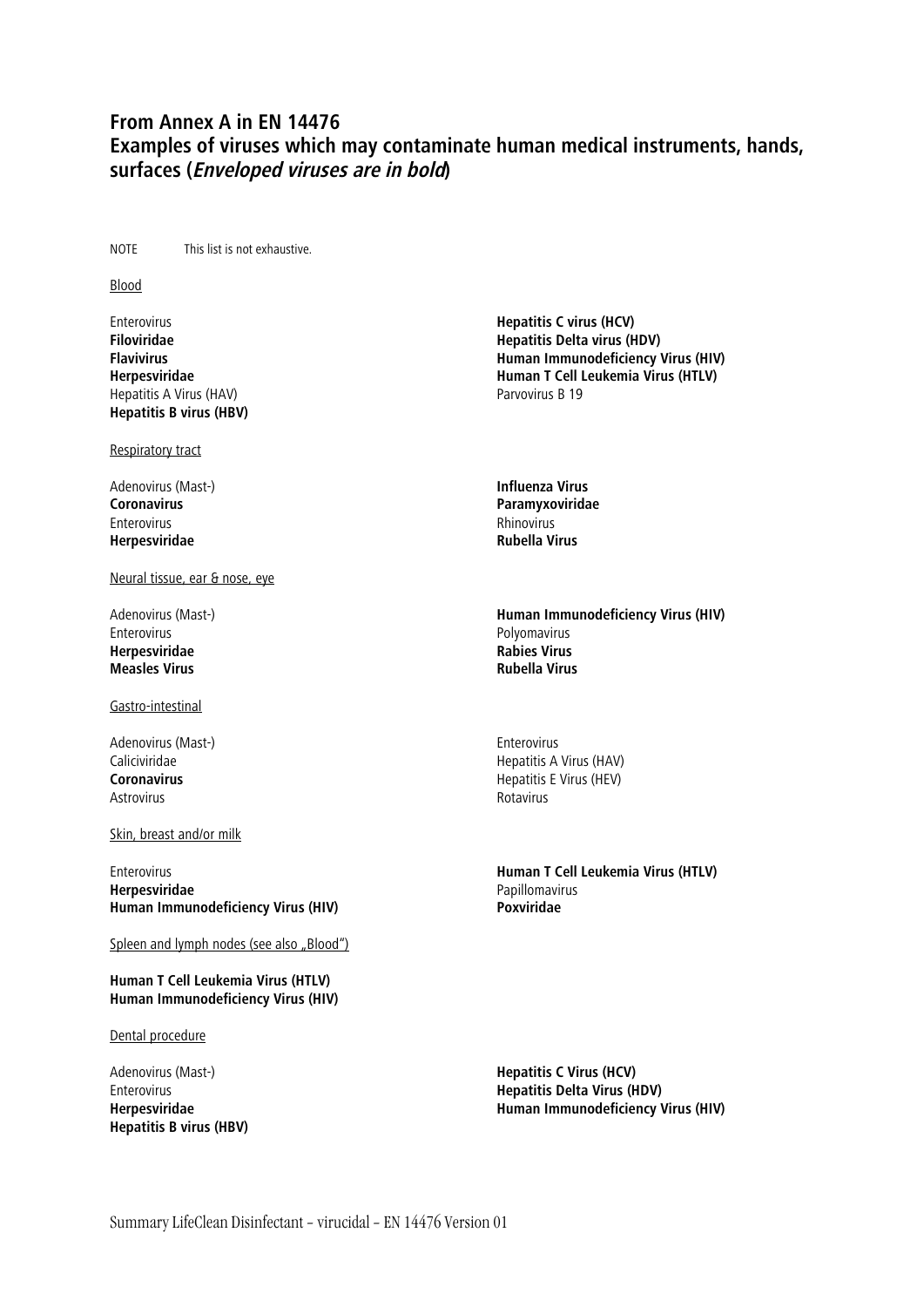## From Annex A in EN 14476
## Examples of viruses which may contaminate human medical instruments, hands, surfaces (***Enveloped viruses are in bold***)

NOTE This list is not exhaustive.

Blood

Enterovirus
**Filoviridae**
**Flavivirus**
**Herpesviridae**
Hepatitis A Virus (HAV)
**Hepatitis B virus (HBV)**
**Hepatitis C virus (HCV)**
**Hepatitis Delta virus (HDV)**
**Human Immunodeficiency Virus (HIV)**
**Human T Cell Leukemia Virus (HTLV)**
Parvovirus B 19

Respiratory tract

Adenovirus (Mast-)
**Coronavirus**
Enterovirus
**Herpesviridae**
**Influenza Virus**
**Paramyxoviridae**
Rhinovirus
**Rubella Virus**

Neural tissue, ear & nose, eye

Adenovirus (Mast-)
Enterovirus
**Herpesviridae**
**Measles Virus**
**Human Immunodeficiency Virus (HIV)**
Polyomavirus
**Rabies Virus**
**Rubella Virus**

Gastro-intestinal

Adenovirus (Mast-)
Caliciviridae
**Coronavirus**
Astrovirus
Enterovirus
Hepatitis A Virus (HAV)
Hepatitis E Virus (HEV)
Rotavirus

Skin, breast and/or milk

Enterovirus
**Herpesviridae**
**Human Immunodeficiency Virus (HIV)**
**Human T Cell Leukemia Virus (HTLV)**
Papillomavirus
**Poxviridae**

Spleen and lymph nodes (see also „Blood")

**Human T Cell Leukemia Virus (HTLV)**
**Human Immunodeficiency Virus (HIV)**

Dental procedure

Adenovirus (Mast-)
Enterovirus
**Herpesviridae**
**Hepatitis B virus (HBV)**
**Hepatitis C Virus (HCV)**
**Hepatitis Delta Virus (HDV)**
**Human Immunodeficiency Virus (HIV)**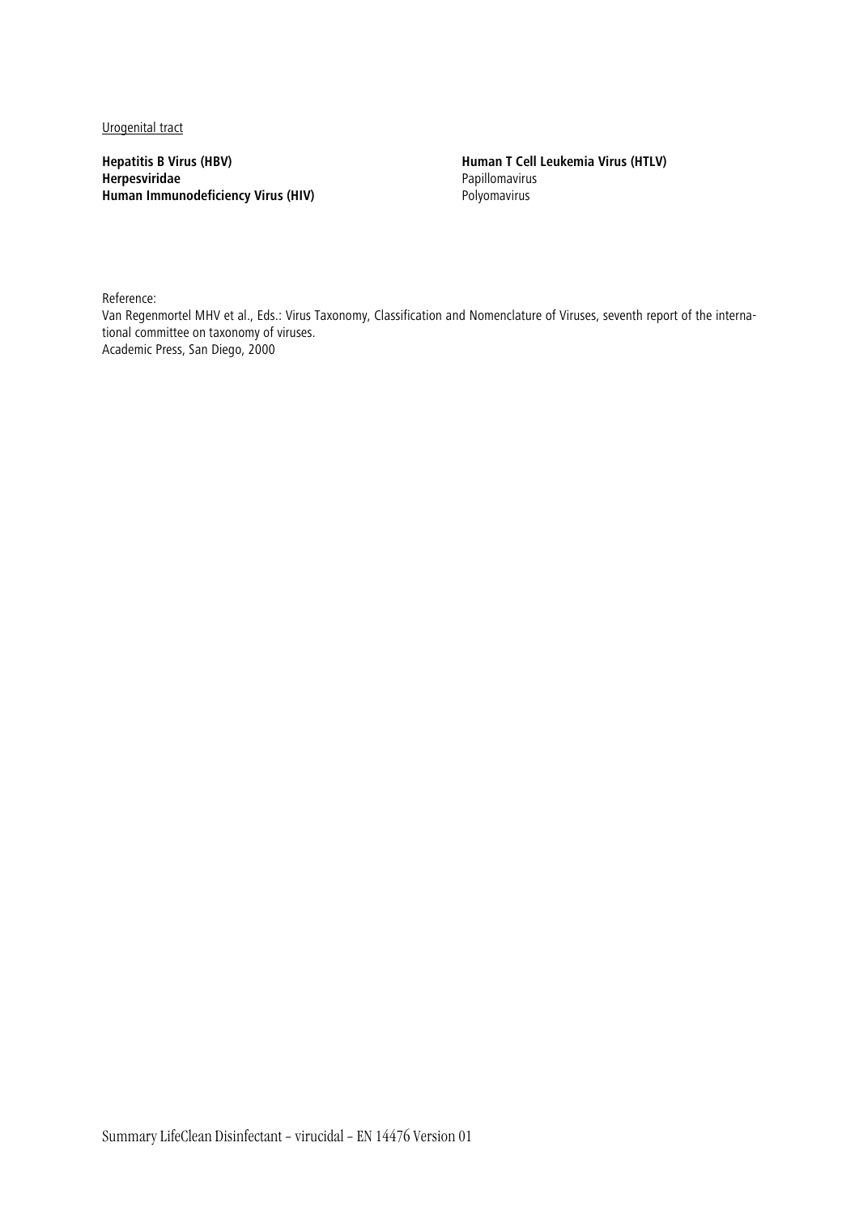Urogenital tract

**Hepatitis B Virus (HBV)**
**Herpesviridae**
**Human Immunodeficiency Virus (HIV)**
**Human T Cell Leukemia Virus (HTLV)**
Papillomavirus
Polyomavirus

Reference:
Van Regenmortel MHV et al., Eds.: Virus Taxonomy, Classification and Nomenclature of Viruses, seventh report of the international committee on taxonomy of viruses.
Academic Press, San Diego, 2000